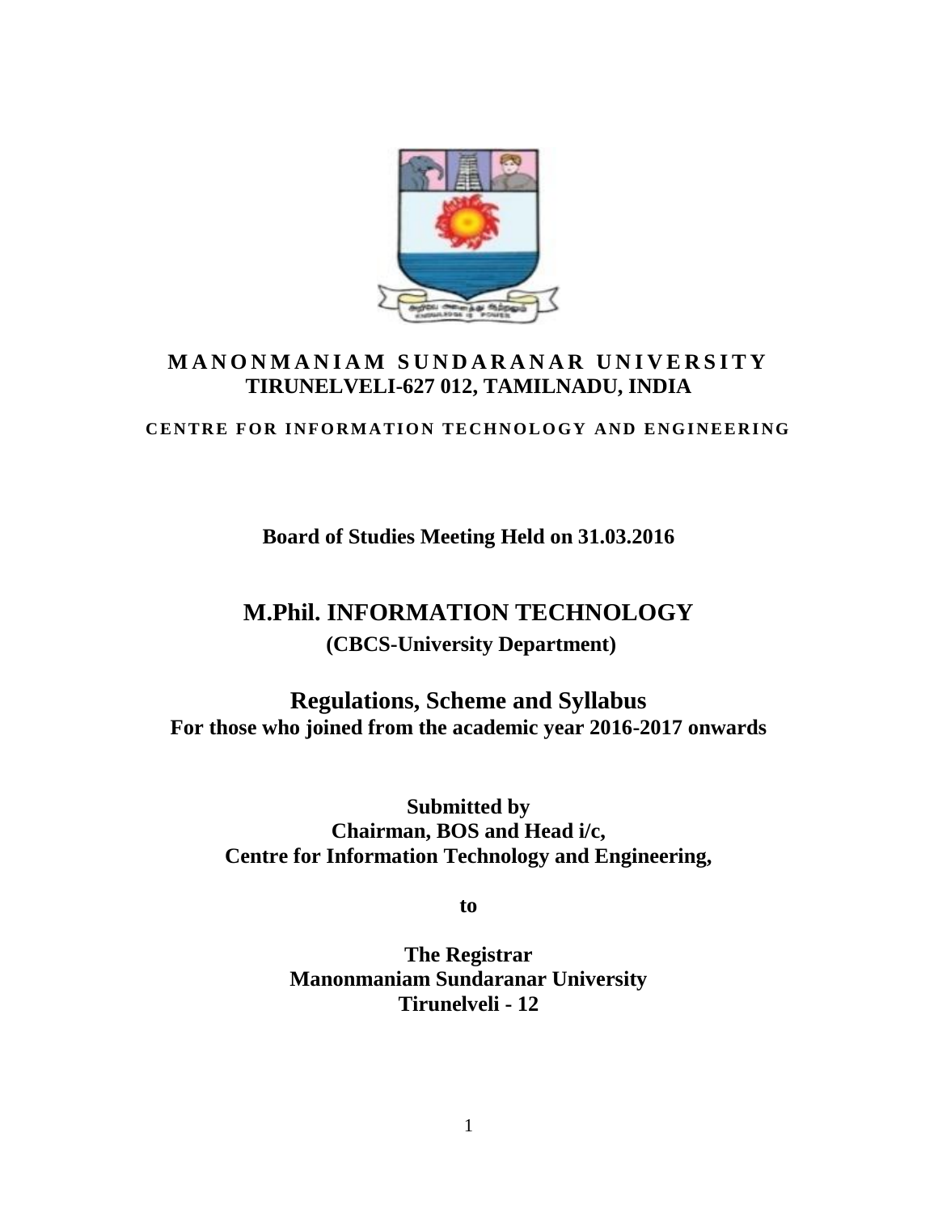# MANONMANIAM SUNDARANAR UNIVERSITY

**TIRUNELVELI-627 012, TAMILNADU, INDIA**

**CENTRE FOR INFORMATION TECHNOLOGY AND ENGINEERING**

**Board of Studies Meeting Held on 31.03.2016**

## M.Phil. INFORMATION TECHNOLOGY

**(CBCS-University Department)**

## Regulations, Scheme and Syllabus

**For those who joined from the academic year 2016-2017 onwards**

**Submitted by**
**Chairman, BOS and Head i/c,**
**Centre for Information Technology and Engineering,**

**to**

**The Registrar**
**Manonmaniam Sundaranar University**
**Tirunelveli - 12**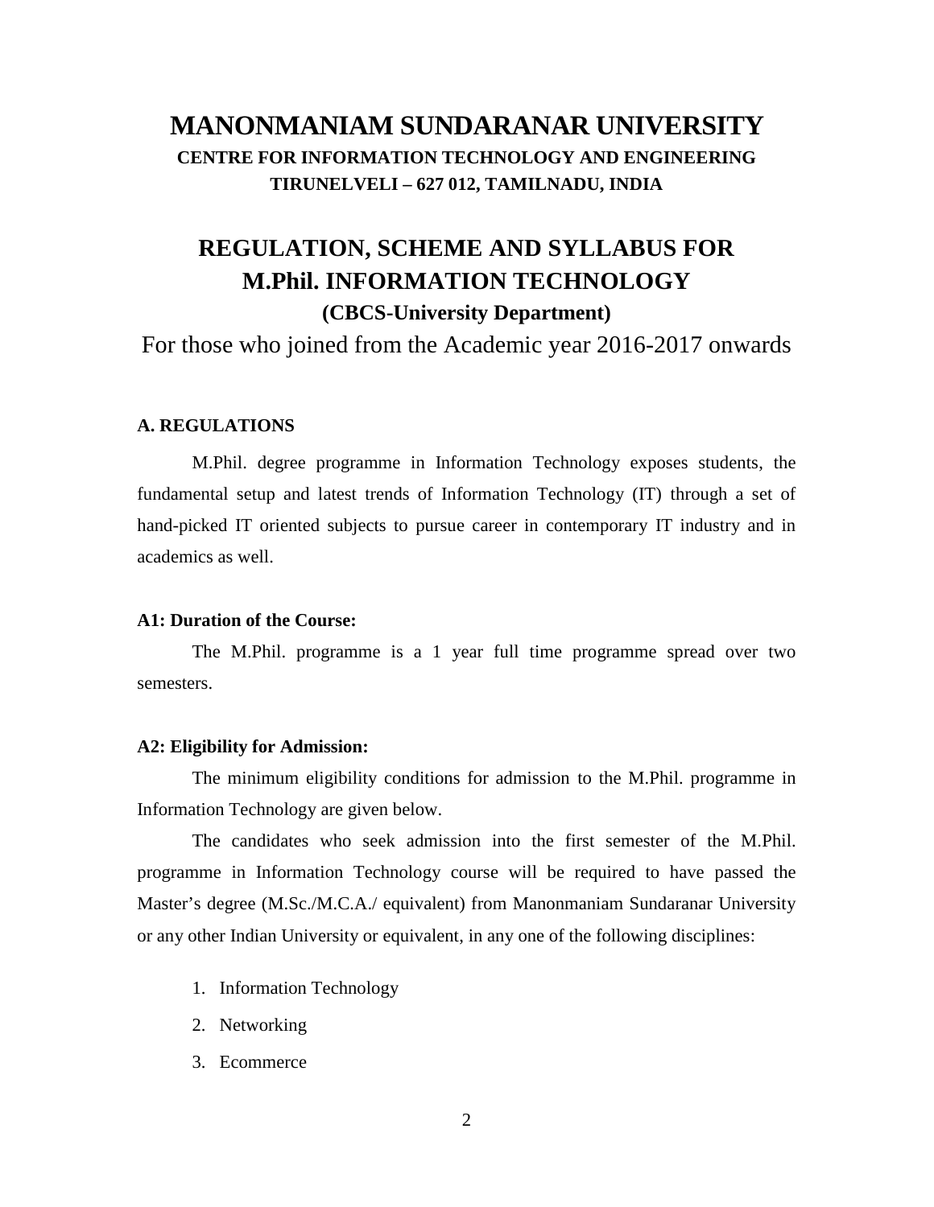# MANONMANIAM SUNDARANAR UNIVERSITY

**CENTRE FOR INFORMATION TECHNOLOGY AND ENGINEERING**

**TIRUNELVELI – 627 012, TAMILNADU, INDIA**

## REGULATION, SCHEME AND SYLLABUS FOR M.Phil. INFORMATION TECHNOLOGY

**(CBCS-University Department)**

For those who joined from the Academic year 2016-2017 onwards

### A. REGULATIONS

M.Phil. degree programme in Information Technology exposes students, the fundamental setup and latest trends of Information Technology (IT) through a set of hand-picked IT oriented subjects to pursue career in contemporary IT industry and in academics as well.

#### A1: Duration of the Course:

The M.Phil. programme is a 1 year full time programme spread over two semesters.

#### A2: Eligibility for Admission:

The minimum eligibility conditions for admission to the M.Phil. programme in Information Technology are given below.

The candidates who seek admission into the first semester of the M.Phil. programme in Information Technology course will be required to have passed the Master's degree (M.Sc./M.C.A./ equivalent) from Manonmaniam Sundaranar University or any other Indian University or equivalent, in any one of the following disciplines:

1. Information Technology
2. Networking
3. Ecommerce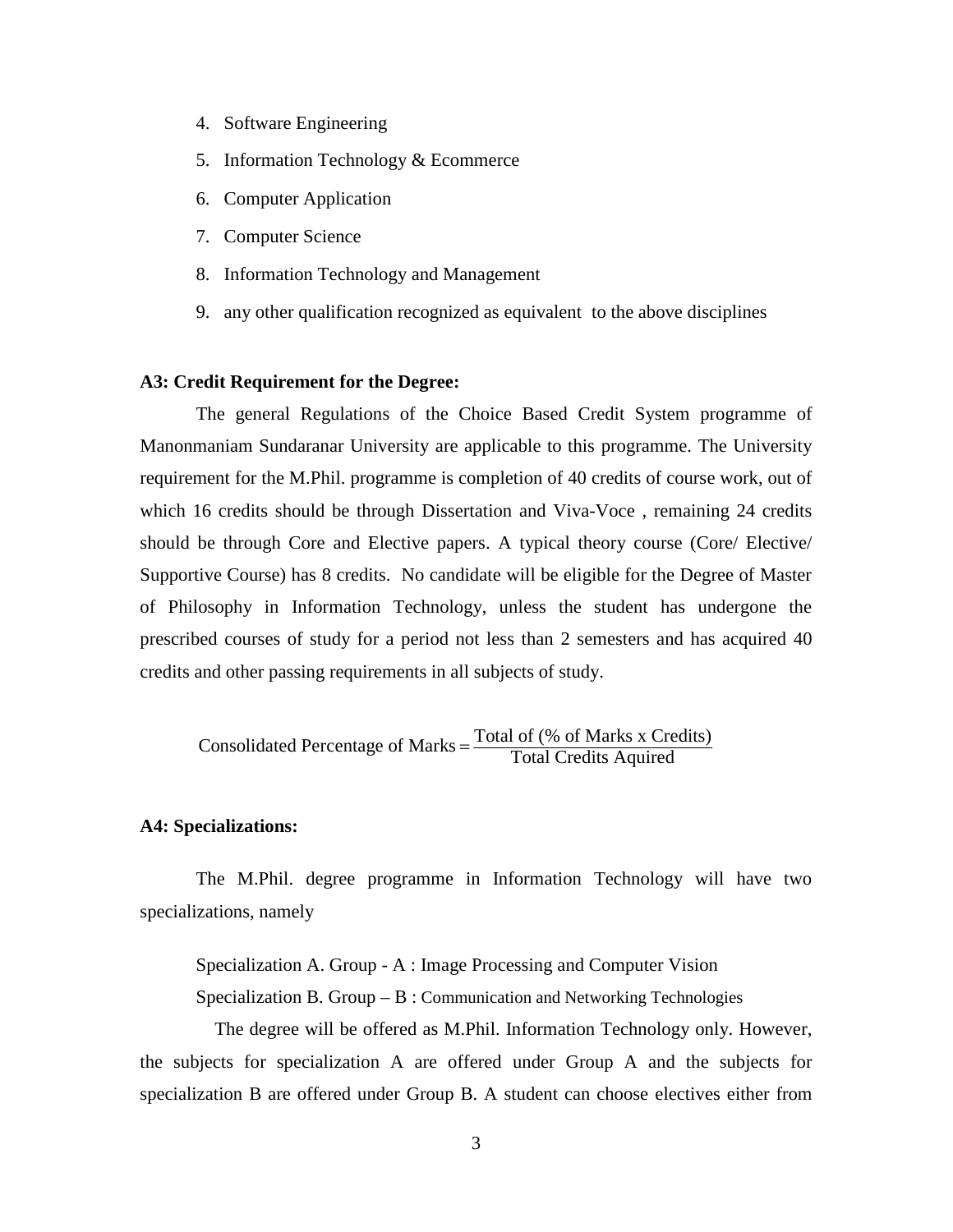4. Software Engineering
5. Information Technology & Ecommerce
6. Computer Application
7. Computer Science
8. Information Technology and Management
9. any other qualification recognized as equivalent to the above disciplines

**A3: Credit Requirement for the Degree:**

The general Regulations of the Choice Based Credit System programme of Manonmaniam Sundaranar University are applicable to this programme. The University requirement for the M.Phil. programme is completion of 40 credits of course work, out of which 16 credits should be through Dissertation and Viva-Voce , remaining 24 credits should be through Core and Elective papers. A typical theory course (Core/ Elective/ Supportive Course) has 8 credits. No candidate will be eligible for the Degree of Master of Philosophy in Information Technology, unless the student has undergone the prescribed courses of study for a period not less than 2 semesters and has acquired 40 credits and other passing requirements in all subjects of study.

$$\text{Consolidated Percentage of Marks} = \frac{\text{Total of (\% of Marks x Credits)}}{\text{Total Credits Aquired}}$$

**A4: Specializations:**

The M.Phil. degree programme in Information Technology will have two specializations, namely

Specialization A. Group - A : Image Processing and Computer Vision

Specialization B. Group – B : Communication and Networking Technologies

The degree will be offered as M.Phil. Information Technology only. However, the subjects for specialization A are offered under Group A and the subjects for specialization B are offered under Group B. A student can choose electives either from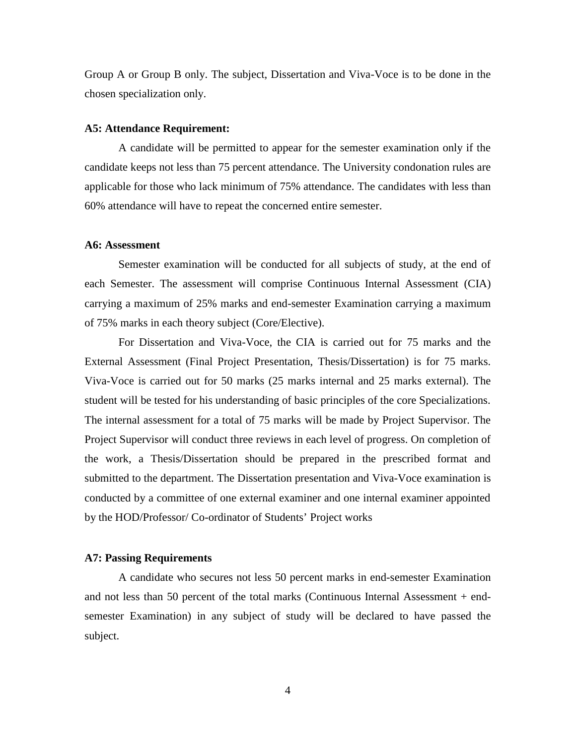Group A or Group B only. The subject, Dissertation and Viva-Voce is to be done in the chosen specialization only.

**A5: Attendance Requirement:**

A candidate will be permitted to appear for the semester examination only if the candidate keeps not less than 75 percent attendance. The University condonation rules are applicable for those who lack minimum of 75% attendance. The candidates with less than 60% attendance will have to repeat the concerned entire semester.

**A6: Assessment**

Semester examination will be conducted for all subjects of study, at the end of each Semester. The assessment will comprise Continuous Internal Assessment (CIA) carrying a maximum of 25% marks and end-semester Examination carrying a maximum of 75% marks in each theory subject (Core/Elective).

For Dissertation and Viva-Voce, the CIA is carried out for 75 marks and the External Assessment (Final Project Presentation, Thesis/Dissertation) is for 75 marks. Viva-Voce is carried out for 50 marks (25 marks internal and 25 marks external). The student will be tested for his understanding of basic principles of the core Specializations. The internal assessment for a total of 75 marks will be made by Project Supervisor. The Project Supervisor will conduct three reviews in each level of progress. On completion of the work, a Thesis/Dissertation should be prepared in the prescribed format and submitted to the department. The Dissertation presentation and Viva-Voce examination is conducted by a committee of one external examiner and one internal examiner appointed by the HOD/Professor/ Co-ordinator of Students' Project works

**A7: Passing Requirements**

A candidate who secures not less 50 percent marks in end-semester Examination and not less than 50 percent of the total marks (Continuous Internal Assessment + end-semester Examination) in any subject of study will be declared to have passed the subject.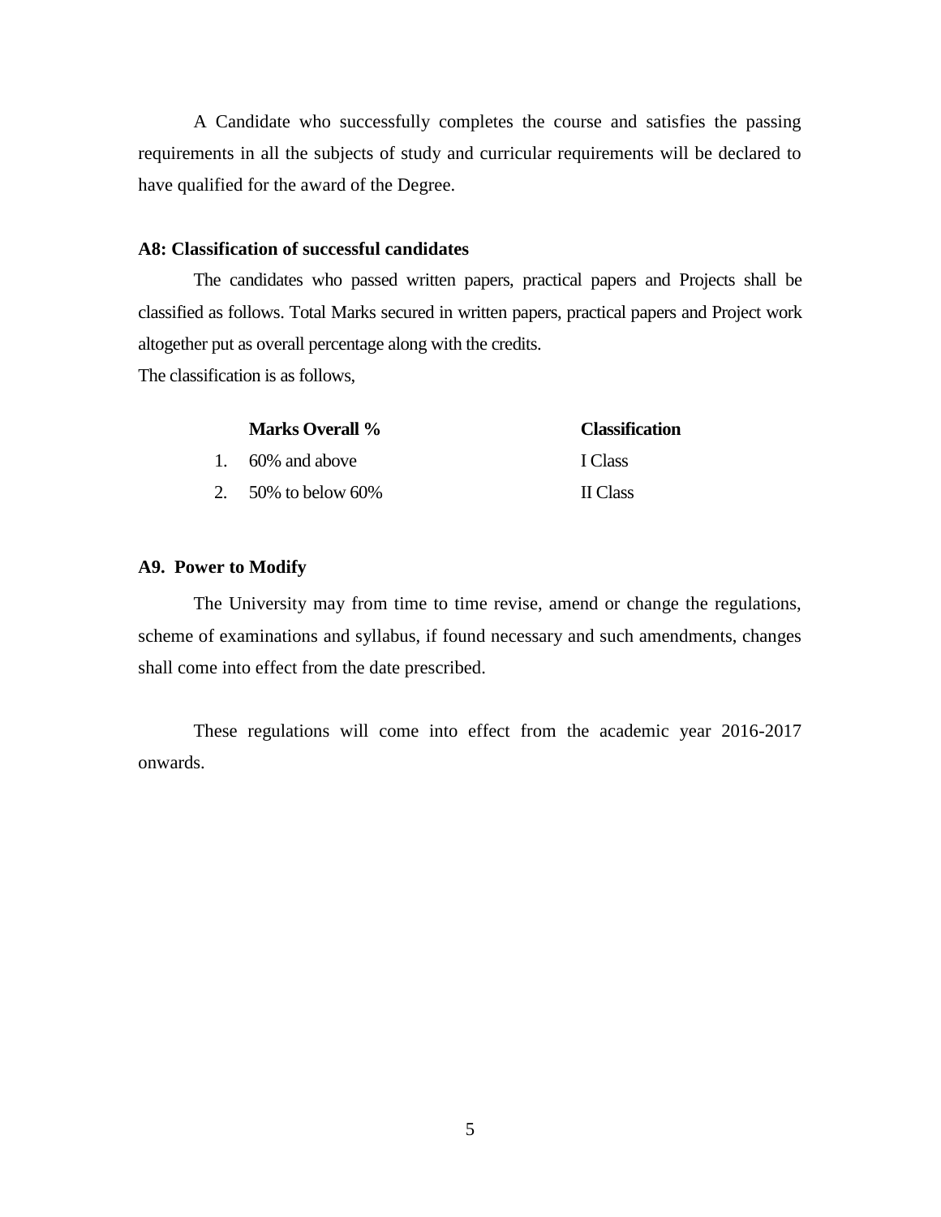A Candidate who successfully completes the course and satisfies the passing requirements in all the subjects of study and curricular requirements will be declared to have qualified for the award of the Degree.

### A8: Classification of successful candidates

The candidates who passed written papers, practical papers and Projects shall be classified as follows. Total Marks secured in written papers, practical papers and Project work altogether put as overall percentage along with the credits.

The classification is as follows,

| | Marks Overall % | Classification |
|---|---|---|
| 1. | 60% and above | I Class |
| 2. | 50% to below 60% | II Class |

### A9. Power to Modify

The University may from time to time revise, amend or change the regulations, scheme of examinations and syllabus, if found necessary and such amendments, changes shall come into effect from the date prescribed.

These regulations will come into effect from the academic year 2016-2017 onwards.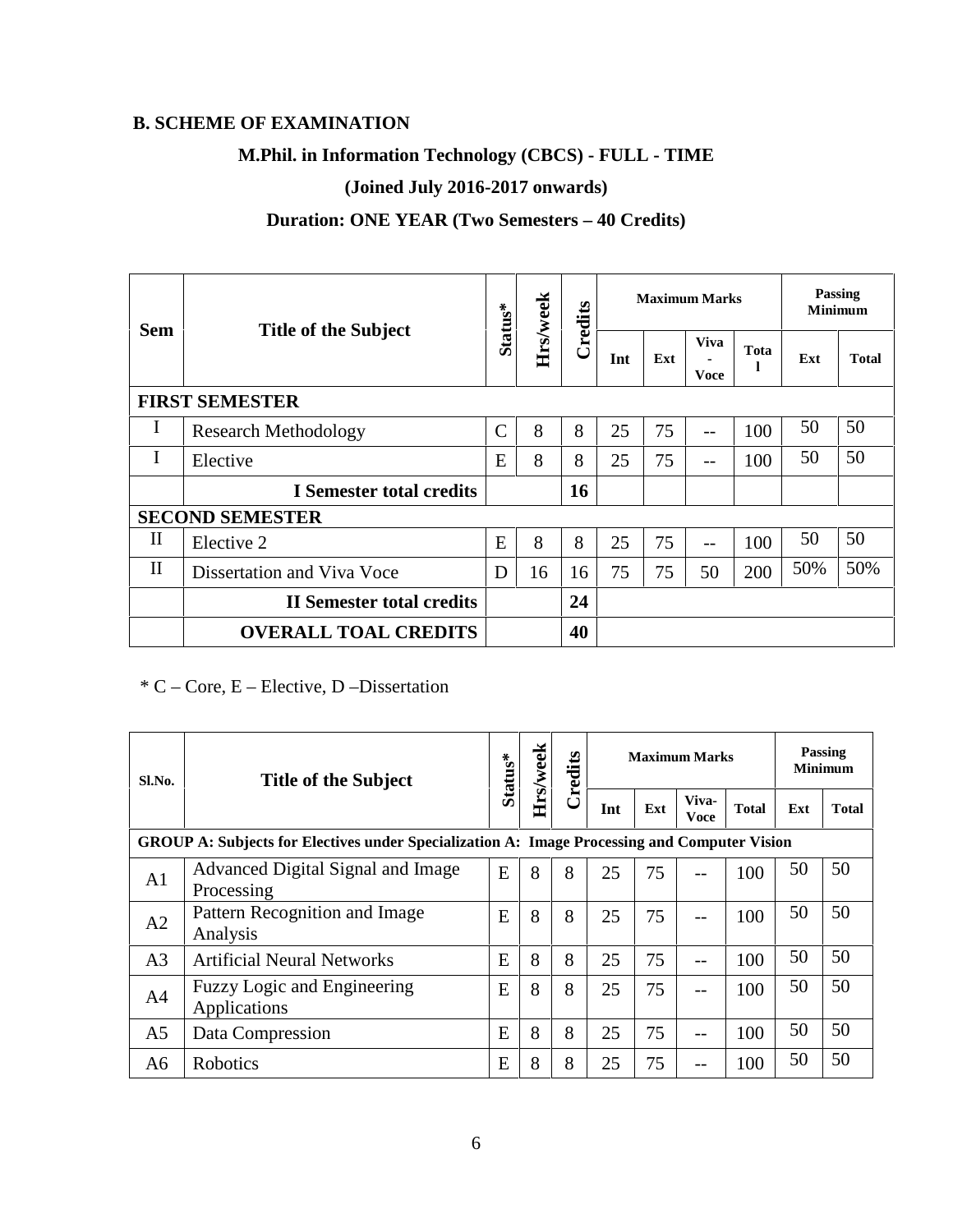### B. SCHEME OF EXAMINATION

**M.Phil. in Information Technology (CBCS) - FULL - TIME**

**(Joined July 2016-2017 onwards)**

**Duration: ONE YEAR (Two Semesters – 40 Credits)**

| Sem | Title of the Subject | Status* | Hrs/week | Credits | Maximum Marks | | | | Passing Minimum | |
|---|---|---|---|---|---|---|---|---|---|---|
| | | | | | Int | Ext | Viva - Voce | Total | Ext | Total |
| **FIRST SEMESTER** | | | | | | | | | | |
| I | Research Methodology | C | 8 | 8 | 25 | 75 | -- | 100 | 50 | 50 |
| I | Elective | E | 8 | 8 | 25 | 75 | -- | 100 | 50 | 50 |
| | **I Semester total credits** | | | **16** | | | | | | |
| **SECOND SEMESTER** | | | | | | | | | | |
| II | Elective 2 | E | 8 | 8 | 25 | 75 | -- | 100 | 50 | 50 |
| II | Dissertation and Viva Voce | D | 16 | 16 | 75 | 75 | 50 | 200 | 50% | 50% |
| | **II Semester total credits** | | | **24** | | | | | | |
| | **OVERALL TOAL CREDITS** | | | **40** | | | | | | |

\* C – Core, E – Elective, D –Dissertation

| Sl.No. | Title of the Subject | Status* | Hrs/week | Credits | Maximum Marks | | | | Passing Minimum | |
|---|---|---|---|---|---|---|---|---|---|---|
| | | | | | Int | Ext | Viva-Voce | Total | Ext | Total |
| **GROUP A: Subjects for Electives under Specialization A: Image Processing and Computer Vision** | | | | | | | | | | |
| A1 | Advanced Digital Signal and Image Processing | E | 8 | 8 | 25 | 75 | -- | 100 | 50 | 50 |
| A2 | Pattern Recognition and Image Analysis | E | 8 | 8 | 25 | 75 | -- | 100 | 50 | 50 |
| A3 | Artificial Neural Networks | E | 8 | 8 | 25 | 75 | -- | 100 | 50 | 50 |
| A4 | Fuzzy Logic and Engineering Applications | E | 8 | 8 | 25 | 75 | -- | 100 | 50 | 50 |
| A5 | Data Compression | E | 8 | 8 | 25 | 75 | -- | 100 | 50 | 50 |
| A6 | Robotics | E | 8 | 8 | 25 | 75 | -- | 100 | 50 | 50 |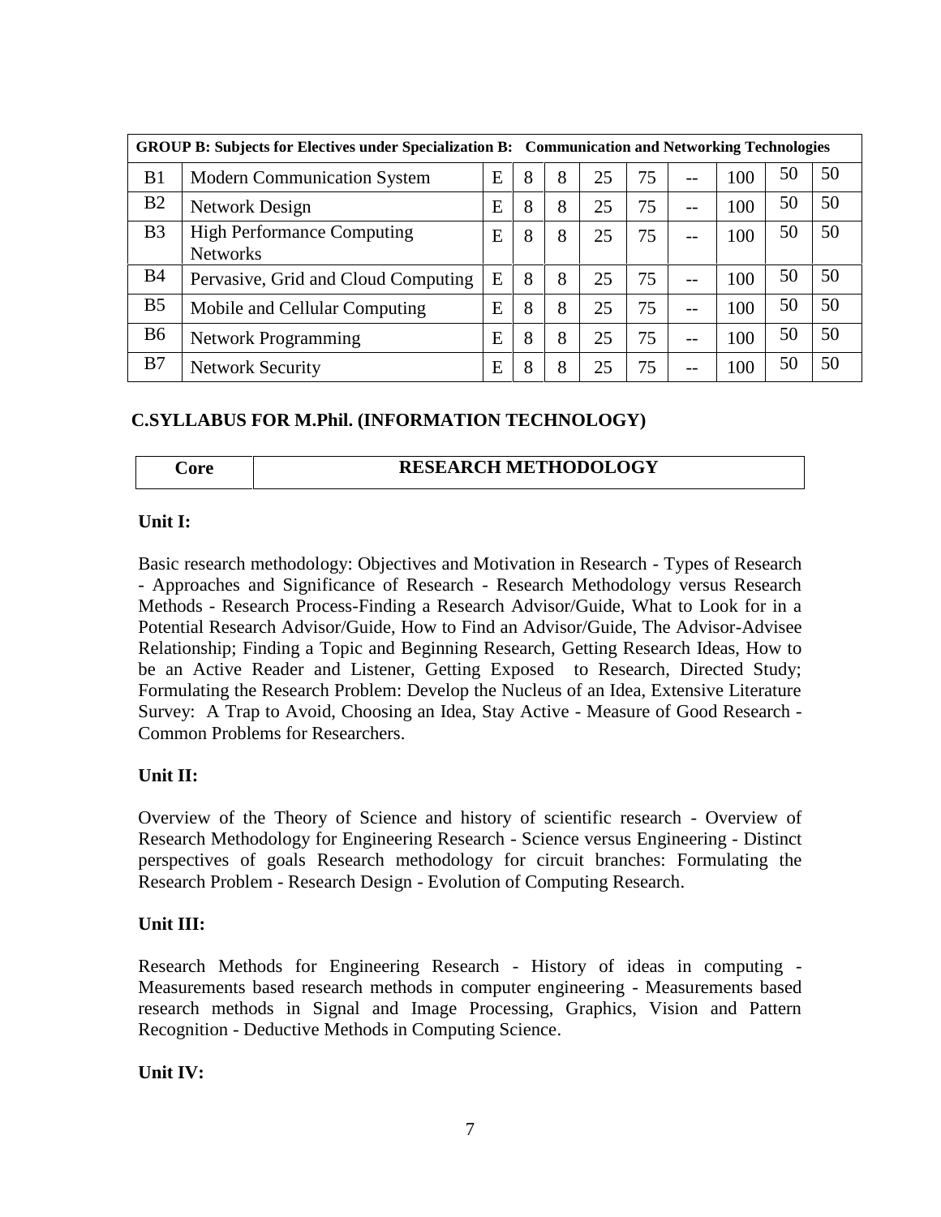| GROUP B: Subjects for Electives under Specialization B: Communication and Networking Technologies | | | | | | | | | | |
|---|---|---|---|---|---|---|---|---|---|---|
| B1 | Modern Communication System | E | 8 | 8 | 25 | 75 | -- | 100 | 50 | 50 |
| B2 | Network Design | E | 8 | 8 | 25 | 75 | -- | 100 | 50 | 50 |
| B3 | High Performance Computing Networks | E | 8 | 8 | 25 | 75 | -- | 100 | 50 | 50 |
| B4 | Pervasive, Grid and Cloud Computing | E | 8 | 8 | 25 | 75 | -- | 100 | 50 | 50 |
| B5 | Mobile and Cellular Computing | E | 8 | 8 | 25 | 75 | -- | 100 | 50 | 50 |
| B6 | Network Programming | E | 8 | 8 | 25 | 75 | -- | 100 | 50 | 50 |
| B7 | Network Security | E | 8 | 8 | 25 | 75 | -- | 100 | 50 | 50 |

## C.SYLLABUS FOR M.Phil. (INFORMATION TECHNOLOGY)

| Core | RESEARCH METHODOLOGY |
|---|---|

**Unit I:**

Basic research methodology: Objectives and Motivation in Research - Types of Research - Approaches and Significance of Research - Research Methodology versus Research Methods - Research Process-Finding a Research Advisor/Guide, What to Look for in a Potential Research Advisor/Guide, How to Find an Advisor/Guide, The Advisor-Advisee Relationship; Finding a Topic and Beginning Research, Getting Research Ideas, How to be an Active Reader and Listener, Getting Exposed to Research, Directed Study; Formulating the Research Problem: Develop the Nucleus of an Idea, Extensive Literature Survey: A Trap to Avoid, Choosing an Idea, Stay Active - Measure of Good Research - Common Problems for Researchers.

**Unit II:**

Overview of the Theory of Science and history of scientific research - Overview of Research Methodology for Engineering Research - Science versus Engineering - Distinct perspectives of goals Research methodology for circuit branches: Formulating the Research Problem - Research Design - Evolution of Computing Research.

**Unit III:**

Research Methods for Engineering Research - History of ideas in computing - Measurements based research methods in computer engineering - Measurements based research methods in Signal and Image Processing, Graphics, Vision and Pattern Recognition - Deductive Methods in Computing Science.

**Unit IV:**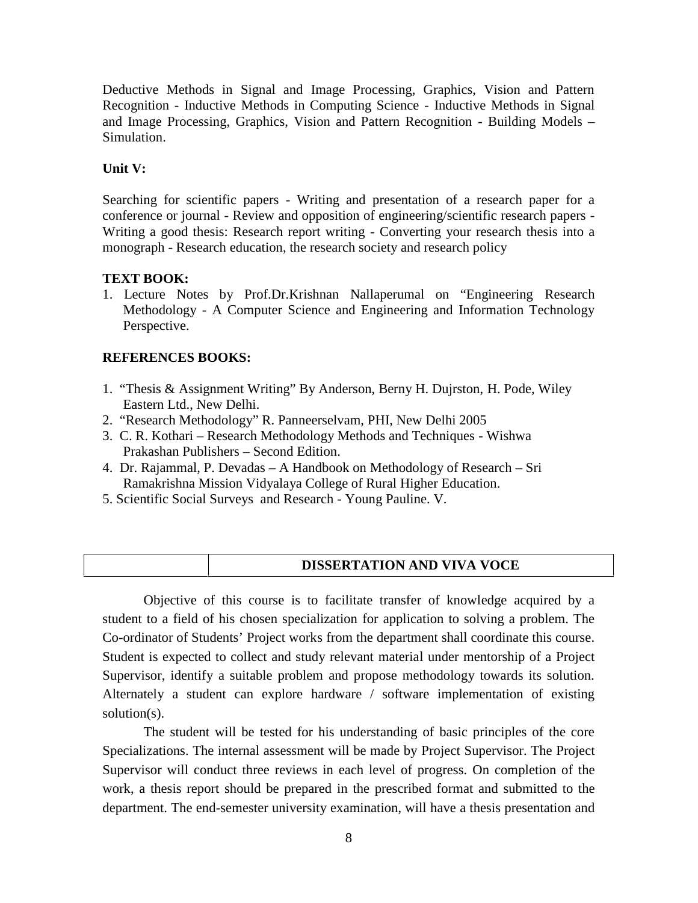Deductive Methods in Signal and Image Processing, Graphics, Vision and Pattern Recognition - Inductive Methods in Computing Science - Inductive Methods in Signal and Image Processing, Graphics, Vision and Pattern Recognition - Building Models – Simulation.

**Unit V:**

Searching for scientific papers - Writing and presentation of a research paper for a conference or journal - Review and opposition of engineering/scientific research papers - Writing a good thesis: Research report writing - Converting your research thesis into a monograph - Research education, the research society and research policy

**TEXT BOOK:**

1. Lecture Notes by Prof.Dr.Krishnan Nallaperumal on "Engineering Research Methodology - A Computer Science and Engineering and Information Technology Perspective.

**REFERENCES BOOKS:**

1. "Thesis & Assignment Writing" By Anderson, Berny H. Dujrston, H. Pode, Wiley Eastern Ltd., New Delhi.
2. "Research Methodology" R. Panneerselvam, PHI, New Delhi 2005
3. C. R. Kothari – Research Methodology Methods and Techniques - Wishwa Prakashan Publishers – Second Edition.
4. Dr. Rajammal, P. Devadas – A Handbook on Methodology of Research – Sri Ramakrishna Mission Vidyalaya College of Rural Higher Education.
5. Scientific Social Surveys and Research - Young Pauline. V.

| | **DISSERTATION AND VIVA VOCE** |
|---|---|

Objective of this course is to facilitate transfer of knowledge acquired by a student to a field of his chosen specialization for application to solving a problem. The Co-ordinator of Students' Project works from the department shall coordinate this course. Student is expected to collect and study relevant material under mentorship of a Project Supervisor, identify a suitable problem and propose methodology towards its solution. Alternately a student can explore hardware / software implementation of existing solution(s).

The student will be tested for his understanding of basic principles of the core Specializations. The internal assessment will be made by Project Supervisor. The Project Supervisor will conduct three reviews in each level of progress. On completion of the work, a thesis report should be prepared in the prescribed format and submitted to the department. The end-semester university examination, will have a thesis presentation and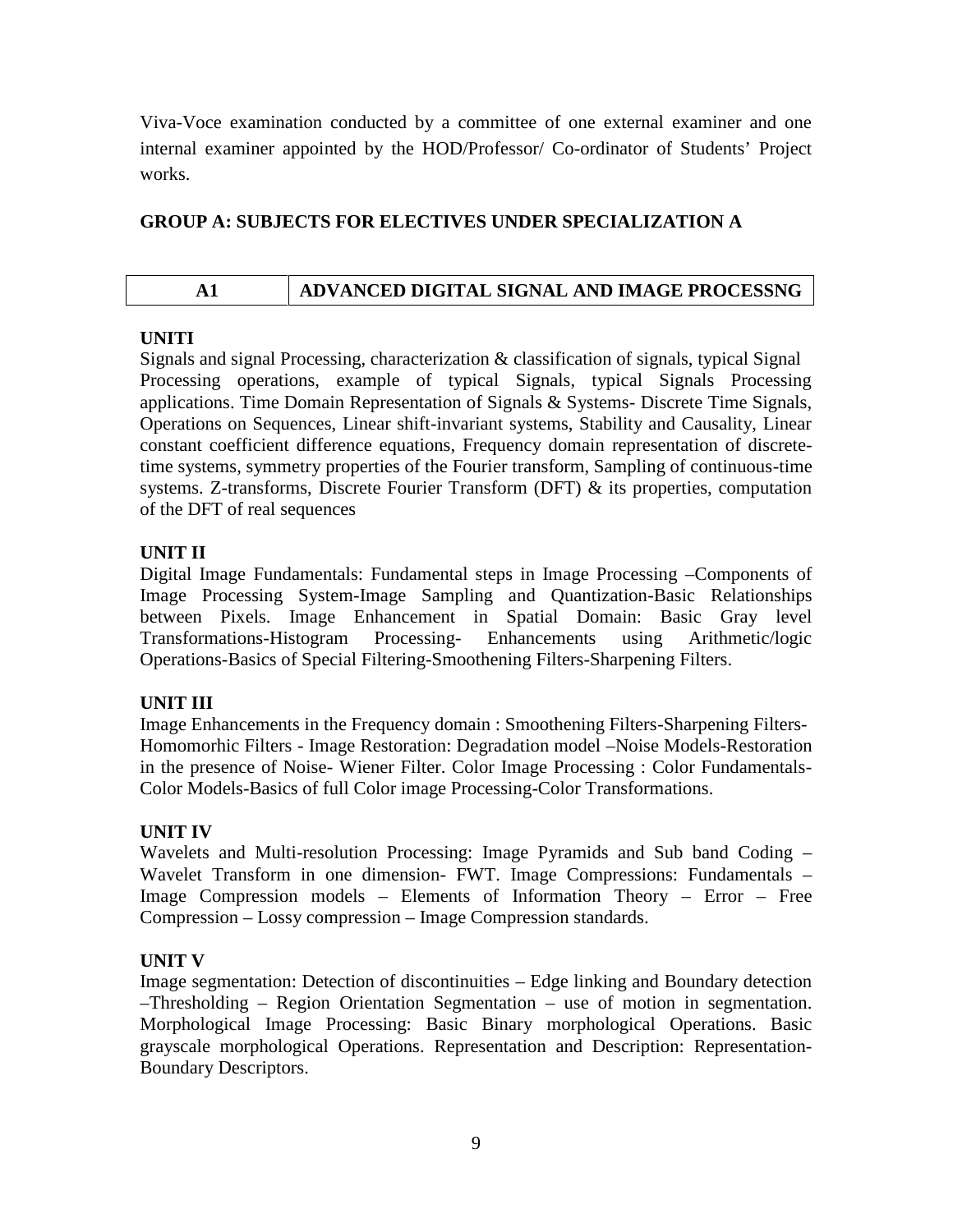Viva-Voce examination conducted by a committee of one external examiner and one internal examiner appointed by the HOD/Professor/ Co-ordinator of Students' Project works.

## GROUP A: SUBJECTS FOR ELECTIVES UNDER SPECIALIZATION A

| A1 | ADVANCED DIGITAL SIGNAL AND IMAGE PROCESSNG |
|---|---|

### UNITI

Signals and signal Processing, characterization & classification of signals, typical Signal Processing operations, example of typical Signals, typical Signals Processing applications. Time Domain Representation of Signals & Systems- Discrete Time Signals, Operations on Sequences, Linear shift-invariant systems, Stability and Causality, Linear constant coefficient difference equations, Frequency domain representation of discrete-time systems, symmetry properties of the Fourier transform, Sampling of continuous-time systems. Z-transforms, Discrete Fourier Transform (DFT) & its properties, computation of the DFT of real sequences

### UNIT II

Digital Image Fundamentals: Fundamental steps in Image Processing –Components of Image Processing System-Image Sampling and Quantization-Basic Relationships between Pixels. Image Enhancement in Spatial Domain: Basic Gray level Transformations-Histogram Processing- Enhancements using Arithmetic/logic Operations-Basics of Special Filtering-Smoothening Filters-Sharpening Filters.

### UNIT III

Image Enhancements in the Frequency domain : Smoothening Filters-Sharpening Filters-Homomorhic Filters - Image Restoration: Degradation model –Noise Models-Restoration in the presence of Noise- Wiener Filter. Color Image Processing : Color Fundamentals-Color Models-Basics of full Color image Processing-Color Transformations.

### UNIT IV

Wavelets and Multi-resolution Processing: Image Pyramids and Sub band Coding – Wavelet Transform in one dimension- FWT. Image Compressions: Fundamentals – Image Compression models – Elements of Information Theory – Error – Free Compression – Lossy compression – Image Compression standards.

### UNIT V

Image segmentation: Detection of discontinuities – Edge linking and Boundary detection –Thresholding – Region Orientation Segmentation – use of motion in segmentation. Morphological Image Processing: Basic Binary morphological Operations. Basic grayscale morphological Operations. Representation and Description: Representation-Boundary Descriptors.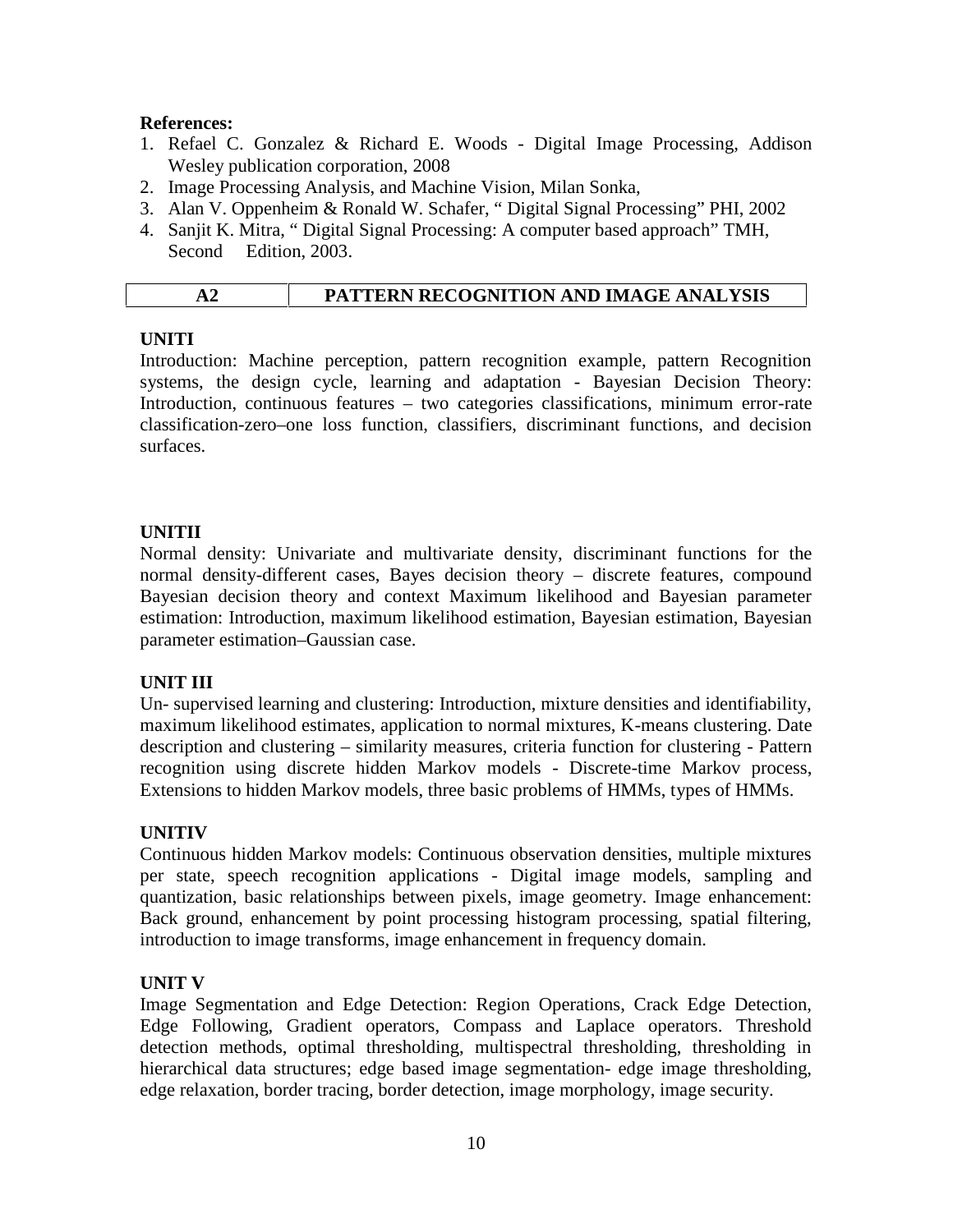**References:**

1. Refael C. Gonzalez & Richard E. Woods - Digital Image Processing, Addison Wesley publication corporation, 2008
2. Image Processing Analysis, and Machine Vision, Milan Sonka,
3. Alan V. Oppenheim & Ronald W. Schafer, " Digital Signal Processing" PHI, 2002
4. Sanjit K. Mitra, " Digital Signal Processing: A computer based approach" TMH, Second Edition, 2003.

| A2 | PATTERN RECOGNITION AND IMAGE ANALYSIS |
|---|---|

**UNITI**

Introduction: Machine perception, pattern recognition example, pattern Recognition systems, the design cycle, learning and adaptation - Bayesian Decision Theory: Introduction, continuous features – two categories classifications, minimum error-rate classification-zero–one loss function, classifiers, discriminant functions, and decision surfaces.

**UNITII**

Normal density: Univariate and multivariate density, discriminant functions for the normal density-different cases, Bayes decision theory – discrete features, compound Bayesian decision theory and context Maximum likelihood and Bayesian parameter estimation: Introduction, maximum likelihood estimation, Bayesian estimation, Bayesian parameter estimation–Gaussian case.

**UNIT III**

Un- supervised learning and clustering: Introduction, mixture densities and identifiability, maximum likelihood estimates, application to normal mixtures, K-means clustering. Date description and clustering – similarity measures, criteria function for clustering - Pattern recognition using discrete hidden Markov models - Discrete-time Markov process, Extensions to hidden Markov models, three basic problems of HMMs, types of HMMs.

**UNITIV**

Continuous hidden Markov models: Continuous observation densities, multiple mixtures per state, speech recognition applications - Digital image models, sampling and quantization, basic relationships between pixels, image geometry. Image enhancement: Back ground, enhancement by point processing histogram processing, spatial filtering, introduction to image transforms, image enhancement in frequency domain.

**UNIT V**

Image Segmentation and Edge Detection: Region Operations, Crack Edge Detection, Edge Following, Gradient operators, Compass and Laplace operators. Threshold detection methods, optimal thresholding, multispectral thresholding, thresholding in hierarchical data structures; edge based image segmentation- edge image thresholding, edge relaxation, border tracing, border detection, image morphology, image security.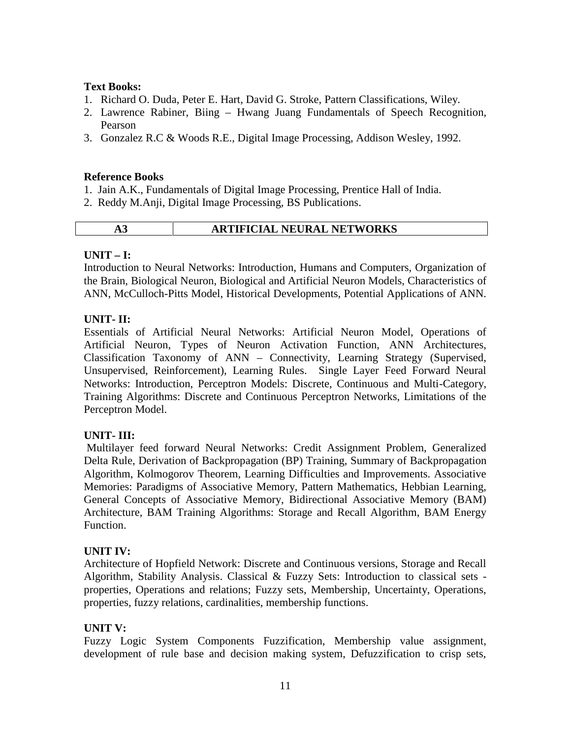**Text Books:**

1. Richard O. Duda, Peter E. Hart, David G. Stroke, Pattern Classifications, Wiley.
2. Lawrence Rabiner, Biing – Hwang Juang Fundamentals of Speech Recognition, Pearson
3. Gonzalez R.C & Woods R.E., Digital Image Processing, Addison Wesley, 1992.

**Reference Books**

1. Jain A.K., Fundamentals of Digital Image Processing, Prentice Hall of India.
2. Reddy M.Anji, Digital Image Processing, BS Publications.

| A3 | ARTIFICIAL NEURAL NETWORKS |
|---|---|

**UNIT – I:**

Introduction to Neural Networks: Introduction, Humans and Computers, Organization of the Brain, Biological Neuron, Biological and Artificial Neuron Models, Characteristics of ANN, McCulloch-Pitts Model, Historical Developments, Potential Applications of ANN.

**UNIT- II:**

Essentials of Artificial Neural Networks: Artificial Neuron Model, Operations of Artificial Neuron, Types of Neuron Activation Function, ANN Architectures, Classification Taxonomy of ANN – Connectivity, Learning Strategy (Supervised, Unsupervised, Reinforcement), Learning Rules. Single Layer Feed Forward Neural Networks: Introduction, Perceptron Models: Discrete, Continuous and Multi-Category, Training Algorithms: Discrete and Continuous Perceptron Networks, Limitations of the Perceptron Model.

**UNIT- III:**

Multilayer feed forward Neural Networks: Credit Assignment Problem, Generalized Delta Rule, Derivation of Backpropagation (BP) Training, Summary of Backpropagation Algorithm, Kolmogorov Theorem, Learning Difficulties and Improvements. Associative Memories: Paradigms of Associative Memory, Pattern Mathematics, Hebbian Learning, General Concepts of Associative Memory, Bidirectional Associative Memory (BAM) Architecture, BAM Training Algorithms: Storage and Recall Algorithm, BAM Energy Function.

**UNIT IV:**

Architecture of Hopfield Network: Discrete and Continuous versions, Storage and Recall Algorithm, Stability Analysis. Classical & Fuzzy Sets: Introduction to classical sets - properties, Operations and relations; Fuzzy sets, Membership, Uncertainty, Operations, properties, fuzzy relations, cardinalities, membership functions.

**UNIT V:**

Fuzzy Logic System Components Fuzzification, Membership value assignment, development of rule base and decision making system, Defuzzification to crisp sets,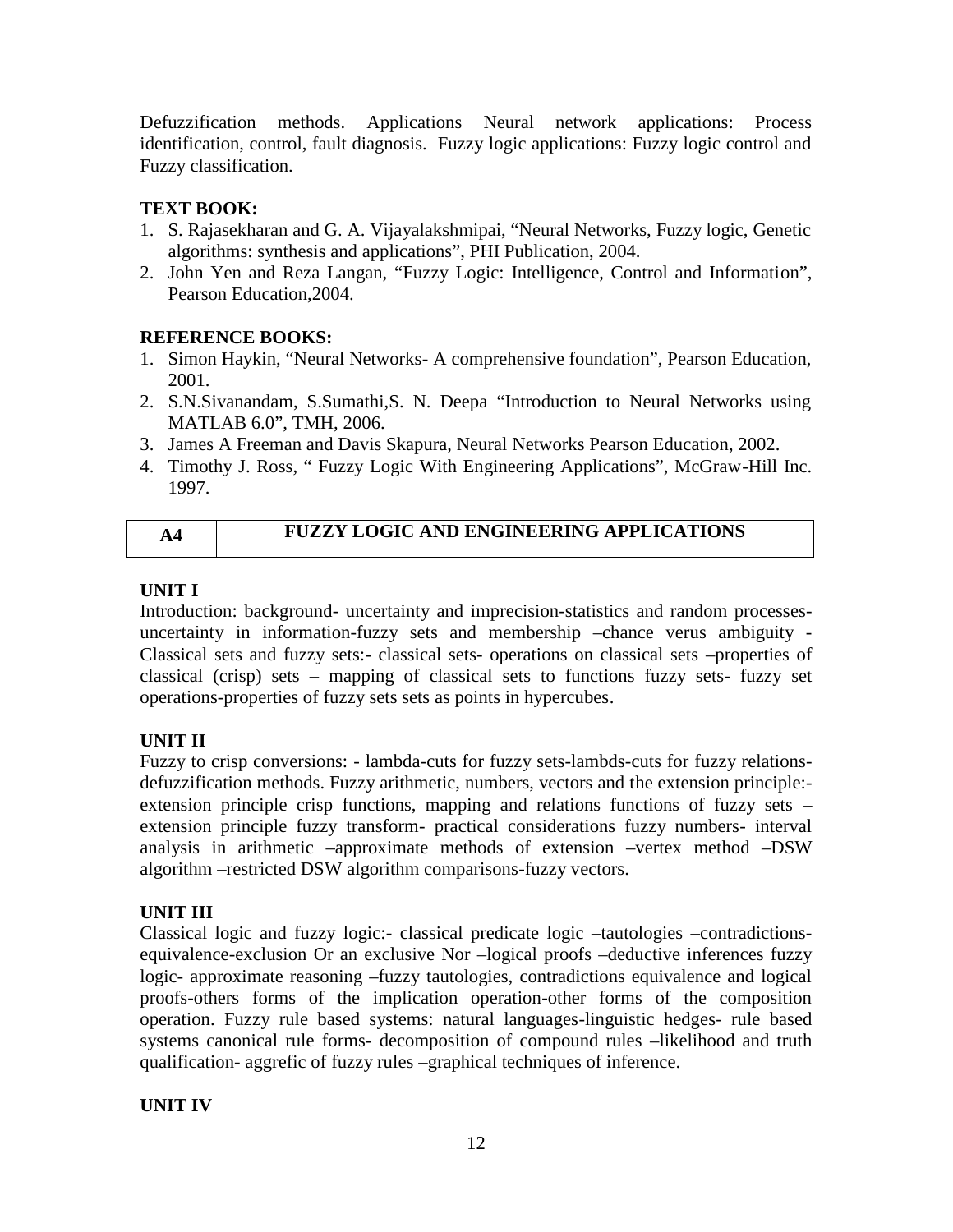Defuzzification methods. Applications Neural network applications: Process identification, control, fault diagnosis. Fuzzy logic applications: Fuzzy logic control and Fuzzy classification.

**TEXT BOOK:**

1. S. Rajasekharan and G. A. Vijayalakshmipai, "Neural Networks, Fuzzy logic, Genetic algorithms: synthesis and applications", PHI Publication, 2004.
2. John Yen and Reza Langan, "Fuzzy Logic: Intelligence, Control and Information", Pearson Education,2004.

**REFERENCE BOOKS:**

1. Simon Haykin, "Neural Networks- A comprehensive foundation", Pearson Education, 2001.
2. S.N.Sivanandam, S.Sumathi,S. N. Deepa "Introduction to Neural Networks using MATLAB 6.0", TMH, 2006.
3. James A Freeman and Davis Skapura, Neural Networks Pearson Education, 2002.
4. Timothy J. Ross, " Fuzzy Logic With Engineering Applications", McGraw-Hill Inc. 1997.

| A4 | FUZZY LOGIC AND ENGINEERING APPLICATIONS |
|---|---|

**UNIT I**

Introduction: background- uncertainty and imprecision-statistics and random processes-uncertainty in information-fuzzy sets and membership –chance verus ambiguity - Classical sets and fuzzy sets:- classical sets- operations on classical sets –properties of classical (crisp) sets – mapping of classical sets to functions fuzzy sets- fuzzy set operations-properties of fuzzy sets sets as points in hypercubes.

**UNIT II**

Fuzzy to crisp conversions: - lambda-cuts for fuzzy sets-lambds-cuts for fuzzy relations-defuzzification methods. Fuzzy arithmetic, numbers, vectors and the extension principle:- extension principle crisp functions, mapping and relations functions of fuzzy sets – extension principle fuzzy transform- practical considerations fuzzy numbers- interval analysis in arithmetic –approximate methods of extension –vertex method –DSW algorithm –restricted DSW algorithm comparisons-fuzzy vectors.

**UNIT III**

Classical logic and fuzzy logic:- classical predicate logic –tautologies –contradictions-equivalence-exclusion Or an exclusive Nor –logical proofs –deductive inferences fuzzy logic- approximate reasoning –fuzzy tautologies, contradictions equivalence and logical proofs-others forms of the implication operation-other forms of the composition operation. Fuzzy rule based systems: natural languages-linguistic hedges- rule based systems canonical rule forms- decomposition of compound rules –likelihood and truth qualification- aggrefic of fuzzy rules –graphical techniques of inference.

**UNIT IV**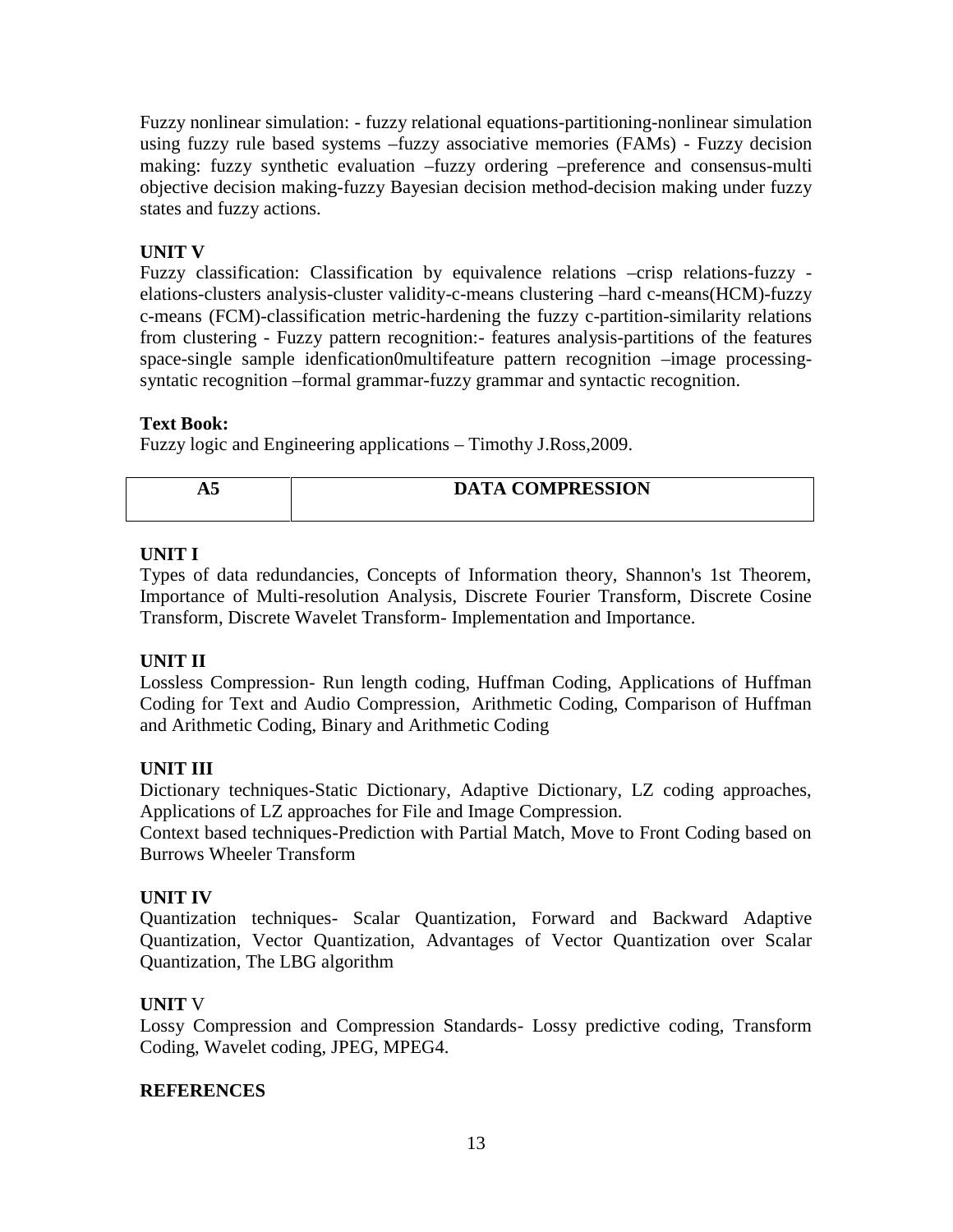Fuzzy nonlinear simulation: - fuzzy relational equations-partitioning-nonlinear simulation using fuzzy rule based systems –fuzzy associative memories (FAMs) - Fuzzy decision making: fuzzy synthetic evaluation –fuzzy ordering –preference and consensus-multi objective decision making-fuzzy Bayesian decision method-decision making under fuzzy states and fuzzy actions.

**UNIT V**

Fuzzy classification: Classification by equivalence relations –crisp relations-fuzzy -elations-clusters analysis-cluster validity-c-means clustering –hard c-means(HCM)-fuzzy c-means (FCM)-classification metric-hardening the fuzzy c-partition-similarity relations from clustering - Fuzzy pattern recognition:- features analysis-partitions of the features space-single sample idenfication0multifeature pattern recognition –image processing-syntatic recognition –formal grammar-fuzzy grammar and syntactic recognition.

**Text Book:**

Fuzzy logic and Engineering applications – Timothy J.Ross,2009.

| A5 | DATA COMPRESSION |
|---|---|

**UNIT I**

Types of data redundancies, Concepts of Information theory, Shannon's 1st Theorem, Importance of Multi-resolution Analysis, Discrete Fourier Transform, Discrete Cosine Transform, Discrete Wavelet Transform- Implementation and Importance.

**UNIT II**

Lossless Compression- Run length coding, Huffman Coding, Applications of Huffman Coding for Text and Audio Compression, Arithmetic Coding, Comparison of Huffman and Arithmetic Coding, Binary and Arithmetic Coding

**UNIT III**

Dictionary techniques-Static Dictionary, Adaptive Dictionary, LZ coding approaches, Applications of LZ approaches for File and Image Compression.

Context based techniques-Prediction with Partial Match, Move to Front Coding based on Burrows Wheeler Transform

**UNIT IV**

Quantization techniques- Scalar Quantization, Forward and Backward Adaptive Quantization, Vector Quantization, Advantages of Vector Quantization over Scalar Quantization, The LBG algorithm

**UNIT V**

Lossy Compression and Compression Standards- Lossy predictive coding, Transform Coding, Wavelet coding, JPEG, MPEG4.

**REFERENCES**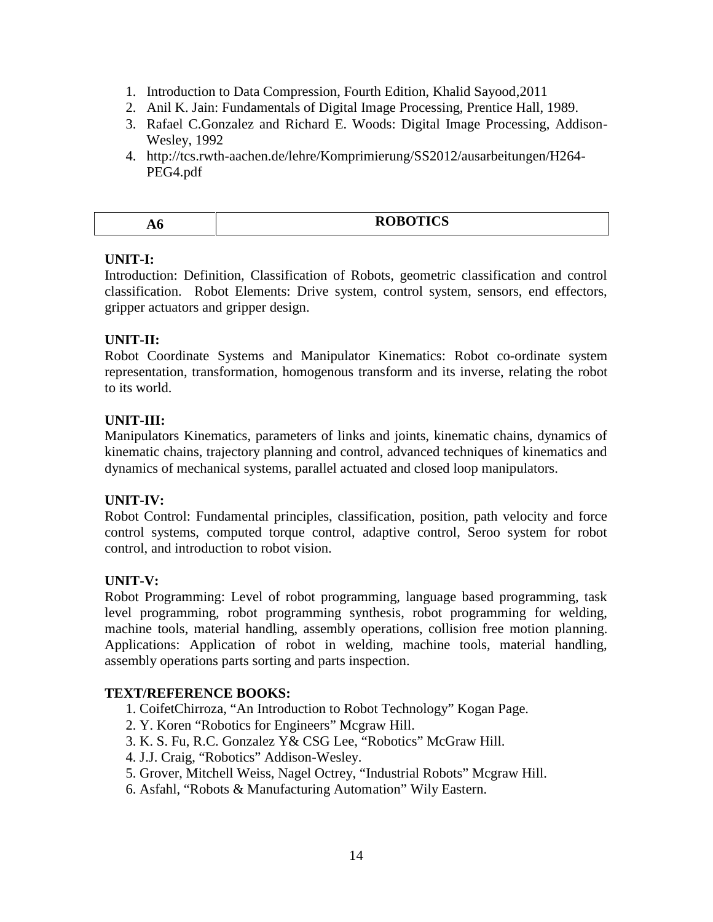1. Introduction to Data Compression, Fourth Edition, Khalid Sayood,2011
2. Anil K. Jain: Fundamentals of Digital Image Processing, Prentice Hall, 1989.
3. Rafael C.Gonzalez and Richard E. Woods: Digital Image Processing, Addison-Wesley, 1992
4. http://tcs.rwth-aachen.de/lehre/Komprimierung/SS2012/ausarbeitungen/H264-PEG4.pdf

| A6 | ROBOTICS |
|---|---|

**UNIT-I:**
Introduction: Definition, Classification of Robots, geometric classification and control classification. Robot Elements: Drive system, control system, sensors, end effectors, gripper actuators and gripper design.

**UNIT-II:**
Robot Coordinate Systems and Manipulator Kinematics: Robot co-ordinate system representation, transformation, homogenous transform and its inverse, relating the robot to its world.

**UNIT-III:**
Manipulators Kinematics, parameters of links and joints, kinematic chains, dynamics of kinematic chains, trajectory planning and control, advanced techniques of kinematics and dynamics of mechanical systems, parallel actuated and closed loop manipulators.

**UNIT-IV:**
Robot Control: Fundamental principles, classification, position, path velocity and force control systems, computed torque control, adaptive control, Seroo system for robot control, and introduction to robot vision.

**UNIT-V:**
Robot Programming: Level of robot programming, language based programming, task level programming, robot programming synthesis, robot programming for welding, machine tools, material handling, assembly operations, collision free motion planning. Applications: Application of robot in welding, machine tools, material handling, assembly operations parts sorting and parts inspection.

**TEXT/REFERENCE BOOKS:**

1. CoifetChirroza, "An Introduction to Robot Technology" Kogan Page.
2. Y. Koren "Robotics for Engineers" Mcgraw Hill.
3. K. S. Fu, R.C. Gonzalez Y& CSG Lee, "Robotics" McGraw Hill.
4. J.J. Craig, "Robotics" Addison-Wesley.
5. Grover, Mitchell Weiss, Nagel Octrey, "Industrial Robots" Mcgraw Hill.
6. Asfahl, "Robots & Manufacturing Automation" Wily Eastern.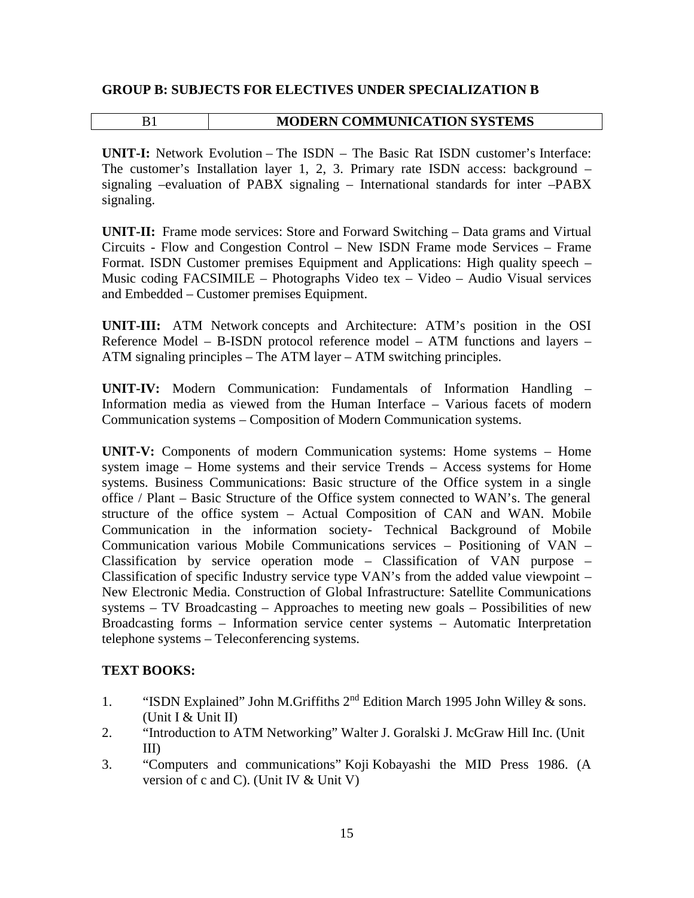**GROUP B: SUBJECTS FOR ELECTIVES UNDER SPECIALIZATION B**

| B1 | MODERN COMMUNICATION SYSTEMS |
|---|---|

**UNIT-I:** Network Evolution – The ISDN – The Basic Rat ISDN customer's Interface: The customer's Installation layer 1, 2, 3. Primary rate ISDN access: background – signaling –evaluation of PABX signaling – International standards for inter –PABX signaling.

**UNIT-II:** Frame mode services: Store and Forward Switching – Data grams and Virtual Circuits - Flow and Congestion Control – New ISDN Frame mode Services – Frame Format. ISDN Customer premises Equipment and Applications: High quality speech – Music coding FACSIMILE – Photographs Video tex – Video – Audio Visual services and Embedded – Customer premises Equipment.

**UNIT-III:** ATM Network concepts and Architecture: ATM's position in the OSI Reference Model – B-ISDN protocol reference model – ATM functions and layers – ATM signaling principles – The ATM layer – ATM switching principles.

**UNIT-IV:** Modern Communication: Fundamentals of Information Handling – Information media as viewed from the Human Interface – Various facets of modern Communication systems – Composition of Modern Communication systems.

**UNIT-V:** Components of modern Communication systems: Home systems – Home system image – Home systems and their service Trends – Access systems for Home systems. Business Communications: Basic structure of the Office system in a single office / Plant – Basic Structure of the Office system connected to WAN's. The general structure of the office system – Actual Composition of CAN and WAN. Mobile Communication in the information society- Technical Background of Mobile Communication various Mobile Communications services – Positioning of VAN – Classification by service operation mode – Classification of VAN purpose – Classification of specific Industry service type VAN's from the added value viewpoint – New Electronic Media. Construction of Global Infrastructure: Satellite Communications systems – TV Broadcasting – Approaches to meeting new goals – Possibilities of new Broadcasting forms – Information service center systems – Automatic Interpretation telephone systems – Teleconferencing systems.

**TEXT BOOKS:**

1. "ISDN Explained" John M.Griffiths 2nd Edition March 1995 John Willey & sons. (Unit I & Unit II)
2. "Introduction to ATM Networking" Walter J. Goralski J. McGraw Hill Inc. (Unit III)
3. "Computers and communications" Koji Kobayashi the MID Press 1986. (A version of c and C). (Unit IV & Unit V)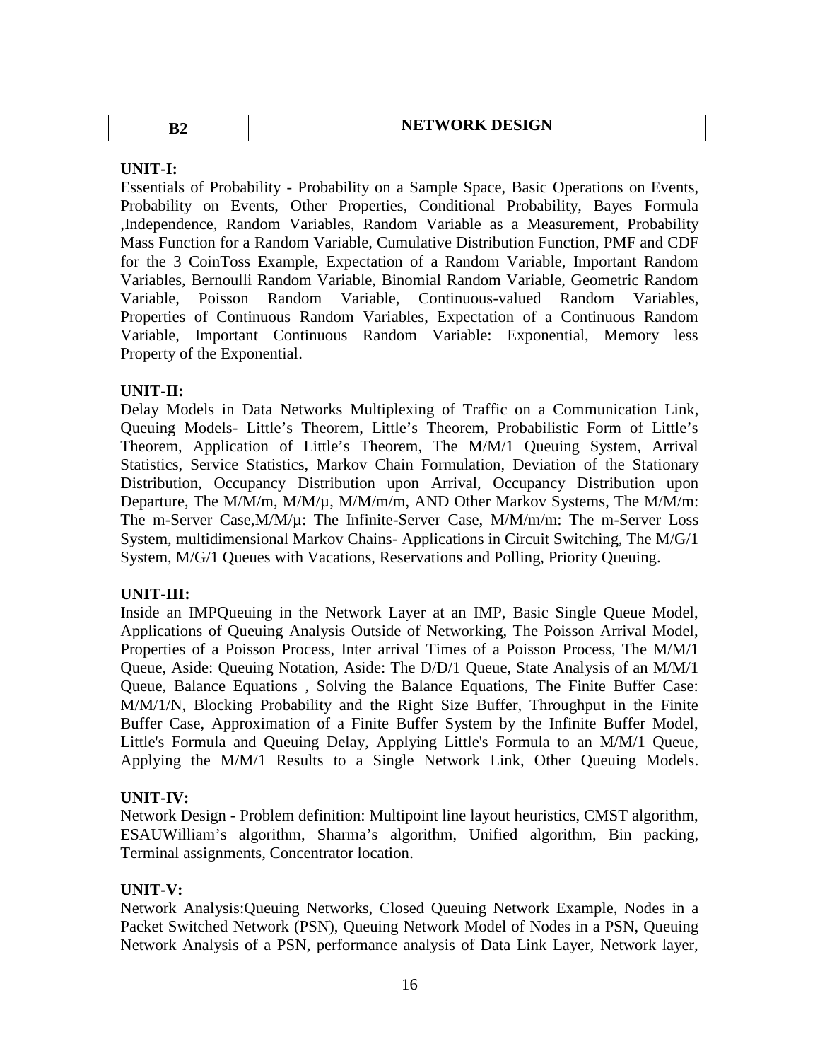| B2 | NETWORK DESIGN |
| --- | --- |

**UNIT-I:**

Essentials of Probability - Probability on a Sample Space, Basic Operations on Events, Probability on Events, Other Properties, Conditional Probability, Bayes Formula ,Independence, Random Variables, Random Variable as a Measurement, Probability Mass Function for a Random Variable, Cumulative Distribution Function, PMF and CDF for the 3 CoinToss Example, Expectation of a Random Variable, Important Random Variables, Bernoulli Random Variable, Binomial Random Variable, Geometric Random Variable, Poisson Random Variable, Continuous-valued Random Variables, Properties of Continuous Random Variables, Expectation of a Continuous Random Variable, Important Continuous Random Variable: Exponential, Memory less Property of the Exponential.

**UNIT-II:**

Delay Models in Data Networks Multiplexing of Traffic on a Communication Link, Queuing Models- Little's Theorem, Little's Theorem, Probabilistic Form of Little's Theorem, Application of Little's Theorem, The M/M/1 Queuing System, Arrival Statistics, Service Statistics, Markov Chain Formulation, Deviation of the Stationary Distribution, Occupancy Distribution upon Arrival, Occupancy Distribution upon Departure, The M/M/m, M/M/μ, M/M/m/m, AND Other Markov Systems, The M/M/m: The m-Server Case,M/M/μ: The Infinite-Server Case, M/M/m/m: The m-Server Loss System, multidimensional Markov Chains- Applications in Circuit Switching, The M/G/1 System, M/G/1 Queues with Vacations, Reservations and Polling, Priority Queuing.

**UNIT-III:**

Inside an IMPQueuing in the Network Layer at an IMP, Basic Single Queue Model, Applications of Queuing Analysis Outside of Networking, The Poisson Arrival Model, Properties of a Poisson Process, Inter arrival Times of a Poisson Process, The M/M/1 Queue, Aside: Queuing Notation, Aside: The D/D/1 Queue, State Analysis of an M/M/1 Queue, Balance Equations , Solving the Balance Equations, The Finite Buffer Case: M/M/1/N, Blocking Probability and the Right Size Buffer, Throughput in the Finite Buffer Case, Approximation of a Finite Buffer System by the Infinite Buffer Model, Little's Formula and Queuing Delay, Applying Little's Formula to an M/M/1 Queue, Applying the M/M/1 Results to a Single Network Link, Other Queuing Models.

**UNIT-IV:**

Network Design - Problem definition: Multipoint line layout heuristics, CMST algorithm, ESAUWilliam's algorithm, Sharma's algorithm, Unified algorithm, Bin packing, Terminal assignments, Concentrator location.

**UNIT-V:**

Network Analysis:Queuing Networks, Closed Queuing Network Example, Nodes in a Packet Switched Network (PSN), Queuing Network Model of Nodes in a PSN, Queuing Network Analysis of a PSN, performance analysis of Data Link Layer, Network layer,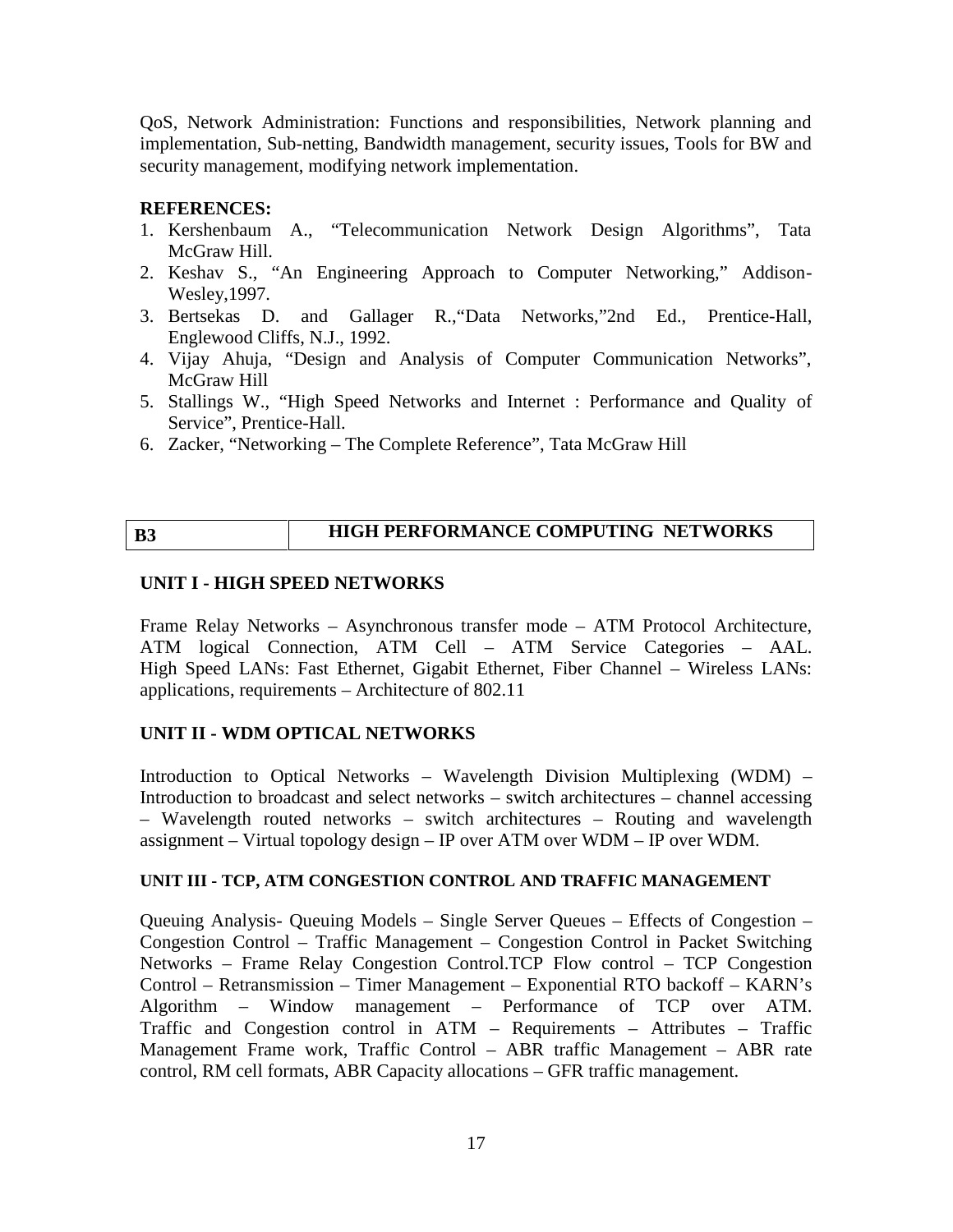QoS, Network Administration: Functions and responsibilities, Network planning and implementation, Sub-netting, Bandwidth management, security issues, Tools for BW and security management, modifying network implementation.

**REFERENCES:**

1. Kershenbaum A., "Telecommunication Network Design Algorithms", Tata McGraw Hill.
2. Keshav S., "An Engineering Approach to Computer Networking," Addison-Wesley,1997.
3. Bertsekas D. and Gallager R.,"Data Networks,"2nd Ed., Prentice-Hall, Englewood Cliffs, N.J., 1992.
4. Vijay Ahuja, "Design and Analysis of Computer Communication Networks", McGraw Hill
5. Stallings W., "High Speed Networks and Internet : Performance and Quality of Service", Prentice-Hall.
6. Zacker, "Networking – The Complete Reference", Tata McGraw Hill

| B3 | HIGH PERFORMANCE COMPUTING NETWORKS |
|---|---|

### UNIT I - HIGH SPEED NETWORKS

Frame Relay Networks – Asynchronous transfer mode – ATM Protocol Architecture, ATM logical Connection, ATM Cell – ATM Service Categories – AAL. High Speed LANs: Fast Ethernet, Gigabit Ethernet, Fiber Channel – Wireless LANs: applications, requirements – Architecture of 802.11

### UNIT II - WDM OPTICAL NETWORKS

Introduction to Optical Networks – Wavelength Division Multiplexing (WDM) – Introduction to broadcast and select networks – switch architectures – channel accessing – Wavelength routed networks – switch architectures – Routing and wavelength assignment – Virtual topology design – IP over ATM over WDM – IP over WDM.

### UNIT III - TCP, ATM CONGESTION CONTROL AND TRAFFIC MANAGEMENT

Queuing Analysis- Queuing Models – Single Server Queues – Effects of Congestion – Congestion Control – Traffic Management – Congestion Control in Packet Switching Networks – Frame Relay Congestion Control.TCP Flow control – TCP Congestion Control – Retransmission – Timer Management – Exponential RTO backoff – KARN's Algorithm – Window management – Performance of TCP over ATM. Traffic and Congestion control in ATM – Requirements – Attributes – Traffic Management Frame work, Traffic Control – ABR traffic Management – ABR rate control, RM cell formats, ABR Capacity allocations – GFR traffic management.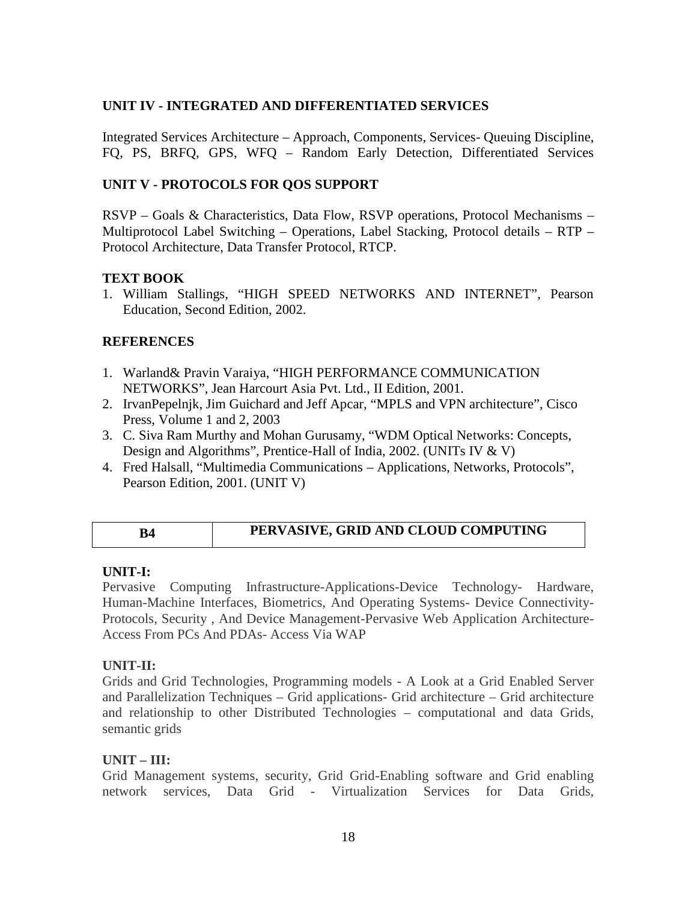### UNIT IV - INTEGRATED AND DIFFERENTIATED SERVICES

Integrated Services Architecture – Approach, Components, Services- Queuing Discipline, FQ, PS, BRFQ, GPS, WFQ – Random Early Detection, Differentiated Services

### UNIT V - PROTOCOLS FOR QOS SUPPORT

RSVP – Goals & Characteristics, Data Flow, RSVP operations, Protocol Mechanisms – Multiprotocol Label Switching – Operations, Label Stacking, Protocol details – RTP – Protocol Architecture, Data Transfer Protocol, RTCP.

### TEXT BOOK

1. William Stallings, "HIGH SPEED NETWORKS AND INTERNET", Pearson Education, Second Edition, 2002.

### REFERENCES

1. Warland& Pravin Varaiya, "HIGH PERFORMANCE COMMUNICATION NETWORKS", Jean Harcourt Asia Pvt. Ltd., II Edition, 2001.
2. IrvanPepelnjk, Jim Guichard and Jeff Apcar, "MPLS and VPN architecture", Cisco Press, Volume 1 and 2, 2003
3. C. Siva Ram Murthy and Mohan Gurusamy, "WDM Optical Networks: Concepts, Design and Algorithms", Prentice-Hall of India, 2002. (UNITs IV & V)
4. Fred Halsall, "Multimedia Communications – Applications, Networks, Protocols", Pearson Edition, 2001. (UNIT V)

| B4 | PERVASIVE, GRID AND CLOUD COMPUTING |
|---|---|

### UNIT-I:

Pervasive Computing Infrastructure-Applications-Device Technology- Hardware, Human-Machine Interfaces, Biometrics, And Operating Systems- Device Connectivity-Protocols, Security , And Device Management-Pervasive Web Application Architecture-Access From PCs And PDAs- Access Via WAP

### UNIT-II:

Grids and Grid Technologies, Programming models - A Look at a Grid Enabled Server and Parallelization Techniques – Grid applications- Grid architecture – Grid architecture and relationship to other Distributed Technologies – computational and data Grids, semantic grids

### UNIT – III:

Grid Management systems, security, Grid Grid-Enabling software and Grid enabling network services, Data Grid - Virtualization Services for Data Grids,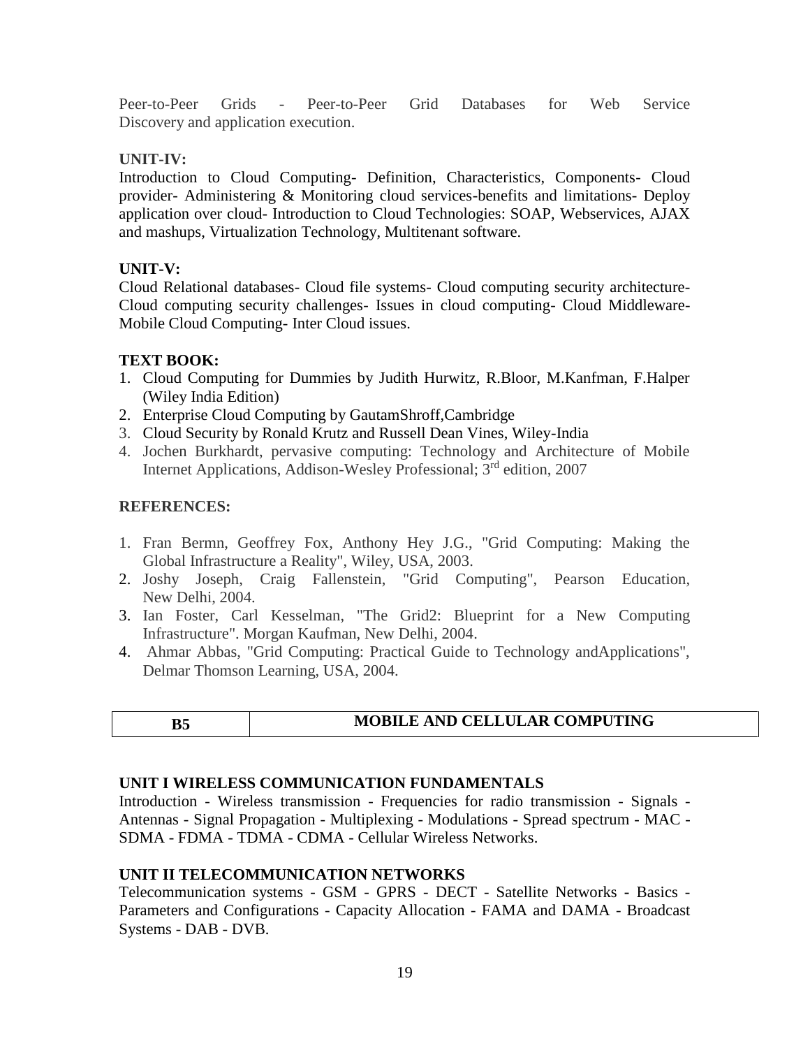Peer-to-Peer Grids - Peer-to-Peer Grid Databases for Web Service Discovery and application execution.

**UNIT-IV:**

Introduction to Cloud Computing- Definition, Characteristics, Components- Cloud provider- Administering & Monitoring cloud services-benefits and limitations- Deploy application over cloud- Introduction to Cloud Technologies: SOAP, Webservices, AJAX and mashups, Virtualization Technology, Multitenant software.

**UNIT-V:**

Cloud Relational databases- Cloud file systems- Cloud computing security architecture- Cloud computing security challenges- Issues in cloud computing- Cloud Middleware- Mobile Cloud Computing- Inter Cloud issues.

**TEXT BOOK:**

1. Cloud Computing for Dummies by Judith Hurwitz, R.Bloor, M.Kanfman, F.Halper (Wiley India Edition)
2. Enterprise Cloud Computing by GautamShroff,Cambridge
3. Cloud Security by Ronald Krutz and Russell Dean Vines, Wiley-India
4. Jochen Burkhardt, pervasive computing: Technology and Architecture of Mobile Internet Applications, Addison-Wesley Professional; 3rd edition, 2007

**REFERENCES:**

1. Fran Bermn, Geoffrey Fox, Anthony Hey J.G., "Grid Computing: Making the Global Infrastructure a Reality", Wiley, USA, 2003.
2. Joshy Joseph, Craig Fallenstein, "Grid Computing", Pearson Education, New Delhi, 2004.
3. Ian Foster, Carl Kesselman, "The Grid2: Blueprint for a New Computing Infrastructure". Morgan Kaufman, New Delhi, 2004.
4. Ahmar Abbas, "Grid Computing: Practical Guide to Technology andApplications", Delmar Thomson Learning, USA, 2004.

| B5 | MOBILE AND CELLULAR COMPUTING |
|---|---|

**UNIT I WIRELESS COMMUNICATION FUNDAMENTALS**

Introduction - Wireless transmission - Frequencies for radio transmission - Signals - Antennas - Signal Propagation - Multiplexing - Modulations - Spread spectrum - MAC - SDMA - FDMA - TDMA - CDMA - Cellular Wireless Networks.

**UNIT II TELECOMMUNICATION NETWORKS**

Telecommunication systems - GSM - GPRS - DECT - Satellite Networks - Basics - Parameters and Configurations - Capacity Allocation - FAMA and DAMA - Broadcast Systems - DAB - DVB.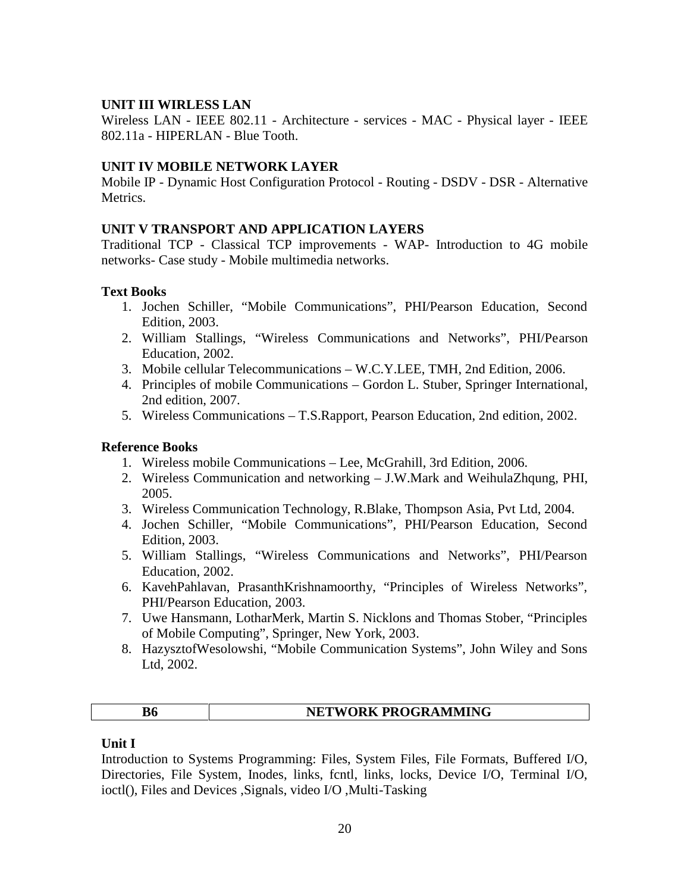### UNIT III WIRLESS LAN

Wireless LAN - IEEE 802.11 - Architecture - services - MAC - Physical layer - IEEE 802.11a - HIPERLAN - Blue Tooth.

### UNIT IV MOBILE NETWORK LAYER

Mobile IP - Dynamic Host Configuration Protocol - Routing - DSDV - DSR - Alternative Metrics.

### UNIT V TRANSPORT AND APPLICATION LAYERS

Traditional TCP - Classical TCP improvements - WAP- Introduction to 4G mobile networks- Case study - Mobile multimedia networks.

### Text Books

1. Jochen Schiller, "Mobile Communications", PHI/Pearson Education, Second Edition, 2003.
2. William Stallings, "Wireless Communications and Networks", PHI/Pearson Education, 2002.
3. Mobile cellular Telecommunications – W.C.Y.LEE, TMH, 2nd Edition, 2006.
4. Principles of mobile Communications – Gordon L. Stuber, Springer International, 2nd edition, 2007.
5. Wireless Communications – T.S.Rapport, Pearson Education, 2nd edition, 2002.

### Reference Books

1. Wireless mobile Communications – Lee, McGrahill, 3rd Edition, 2006.
2. Wireless Communication and networking – J.W.Mark and WeihulaZhqung, PHI, 2005.
3. Wireless Communication Technology, R.Blake, Thompson Asia, Pvt Ltd, 2004.
4. Jochen Schiller, "Mobile Communications", PHI/Pearson Education, Second Edition, 2003.
5. William Stallings, "Wireless Communications and Networks", PHI/Pearson Education, 2002.
6. KavehPahlavan, PrasanthKrishnamoorthy, "Principles of Wireless Networks", PHI/Pearson Education, 2003.
7. Uwe Hansmann, LotharMerk, Martin S. Nicklons and Thomas Stober, "Principles of Mobile Computing", Springer, New York, 2003.
8. HazysztofWesolowshi, "Mobile Communication Systems", John Wiley and Sons Ltd, 2002.

| B6 | NETWORK PROGRAMMING |
|---|---|

### Unit I

Introduction to Systems Programming: Files, System Files, File Formats, Buffered I/O, Directories, File System, Inodes, links, fcntl, links, locks, Device I/O, Terminal I/O, ioctl(), Files and Devices ,Signals, video I/O ,Multi-Tasking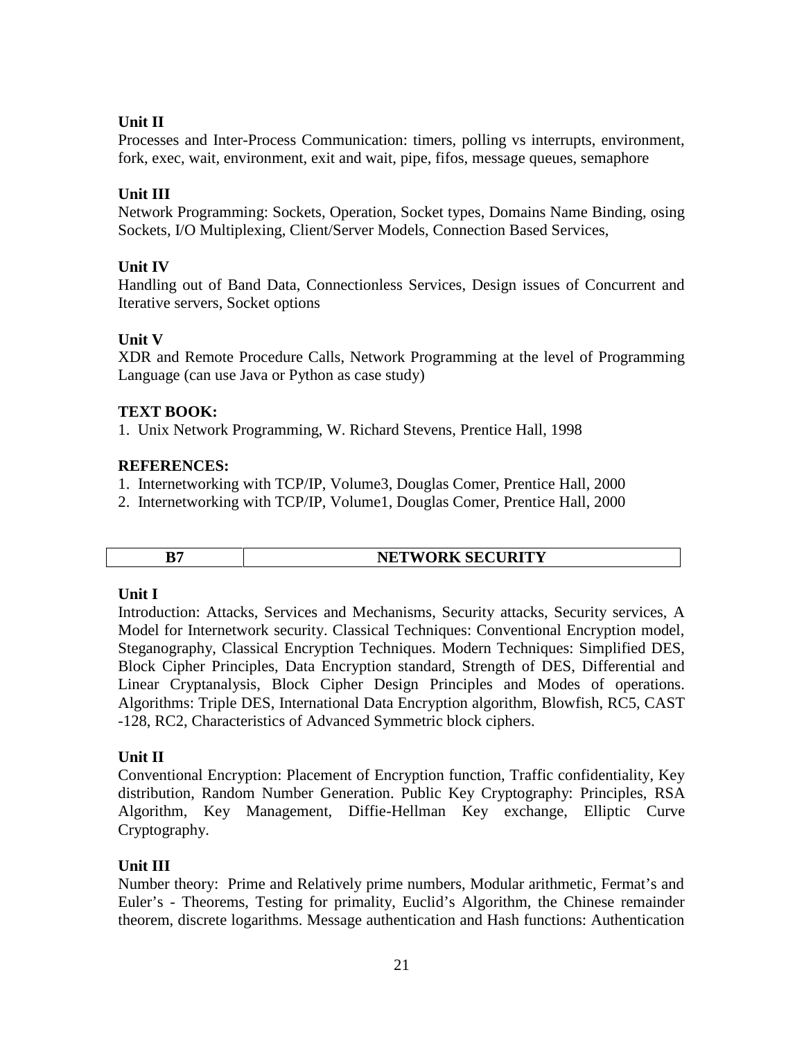**Unit II**

Processes and Inter-Process Communication: timers, polling vs interrupts, environment, fork, exec, wait, environment, exit and wait, pipe, fifos, message queues, semaphore

**Unit III**

Network Programming: Sockets, Operation, Socket types, Domains Name Binding, osing Sockets, I/O Multiplexing, Client/Server Models, Connection Based Services,

**Unit IV**

Handling out of Band Data, Connectionless Services, Design issues of Concurrent and Iterative servers, Socket options

**Unit V**

XDR and Remote Procedure Calls, Network Programming at the level of Programming Language (can use Java or Python as case study)

**TEXT BOOK:**

1. Unix Network Programming, W. Richard Stevens, Prentice Hall, 1998

**REFERENCES:**

1. Internetworking with TCP/IP, Volume3, Douglas Comer, Prentice Hall, 2000
2. Internetworking with TCP/IP, Volume1, Douglas Comer, Prentice Hall, 2000

| B7 | NETWORK SECURITY |
|---|---|

**Unit I**

Introduction: Attacks, Services and Mechanisms, Security attacks, Security services, A Model for Internetwork security. Classical Techniques: Conventional Encryption model, Steganography, Classical Encryption Techniques. Modern Techniques: Simplified DES, Block Cipher Principles, Data Encryption standard, Strength of DES, Differential and Linear Cryptanalysis, Block Cipher Design Principles and Modes of operations. Algorithms: Triple DES, International Data Encryption algorithm, Blowfish, RC5, CAST -128, RC2, Characteristics of Advanced Symmetric block ciphers.

**Unit II**

Conventional Encryption: Placement of Encryption function, Traffic confidentiality, Key distribution, Random Number Generation. Public Key Cryptography: Principles, RSA Algorithm, Key Management, Diffie-Hellman Key exchange, Elliptic Curve Cryptography.

**Unit III**

Number theory: Prime and Relatively prime numbers, Modular arithmetic, Fermat's and Euler's - Theorems, Testing for primality, Euclid's Algorithm, the Chinese remainder theorem, discrete logarithms. Message authentication and Hash functions: Authentication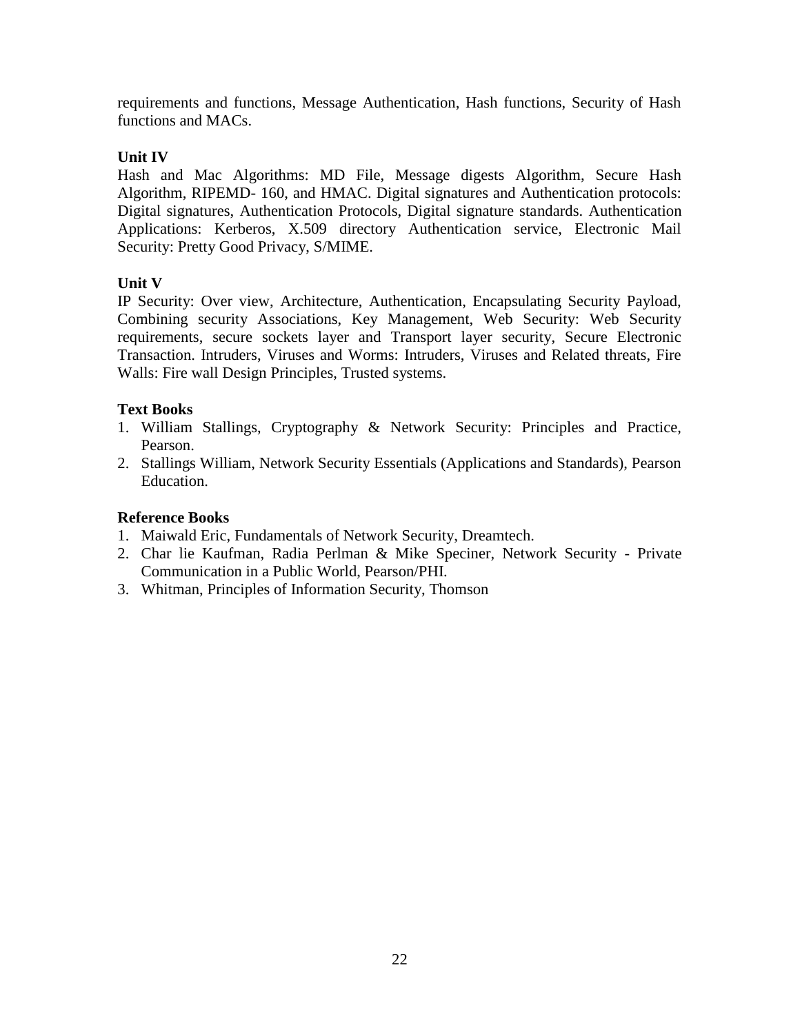requirements and functions, Message Authentication, Hash functions, Security of Hash functions and MACs.

**Unit IV**

Hash and Mac Algorithms: MD File, Message digests Algorithm, Secure Hash Algorithm, RIPEMD- 160, and HMAC. Digital signatures and Authentication protocols: Digital signatures, Authentication Protocols, Digital signature standards. Authentication Applications: Kerberos, X.509 directory Authentication service, Electronic Mail Security: Pretty Good Privacy, S/MIME.

**Unit V**

IP Security: Over view, Architecture, Authentication, Encapsulating Security Payload, Combining security Associations, Key Management, Web Security: Web Security requirements, secure sockets layer and Transport layer security, Secure Electronic Transaction. Intruders, Viruses and Worms: Intruders, Viruses and Related threats, Fire Walls: Fire wall Design Principles, Trusted systems.

**Text Books**

1. William Stallings, Cryptography & Network Security: Principles and Practice, Pearson.
2. Stallings William, Network Security Essentials (Applications and Standards), Pearson Education.

**Reference Books**

1. Maiwald Eric, Fundamentals of Network Security, Dreamtech.
2. Char lie Kaufman, Radia Perlman & Mike Speciner, Network Security - Private Communication in a Public World, Pearson/PHI.
3. Whitman, Principles of Information Security, Thomson